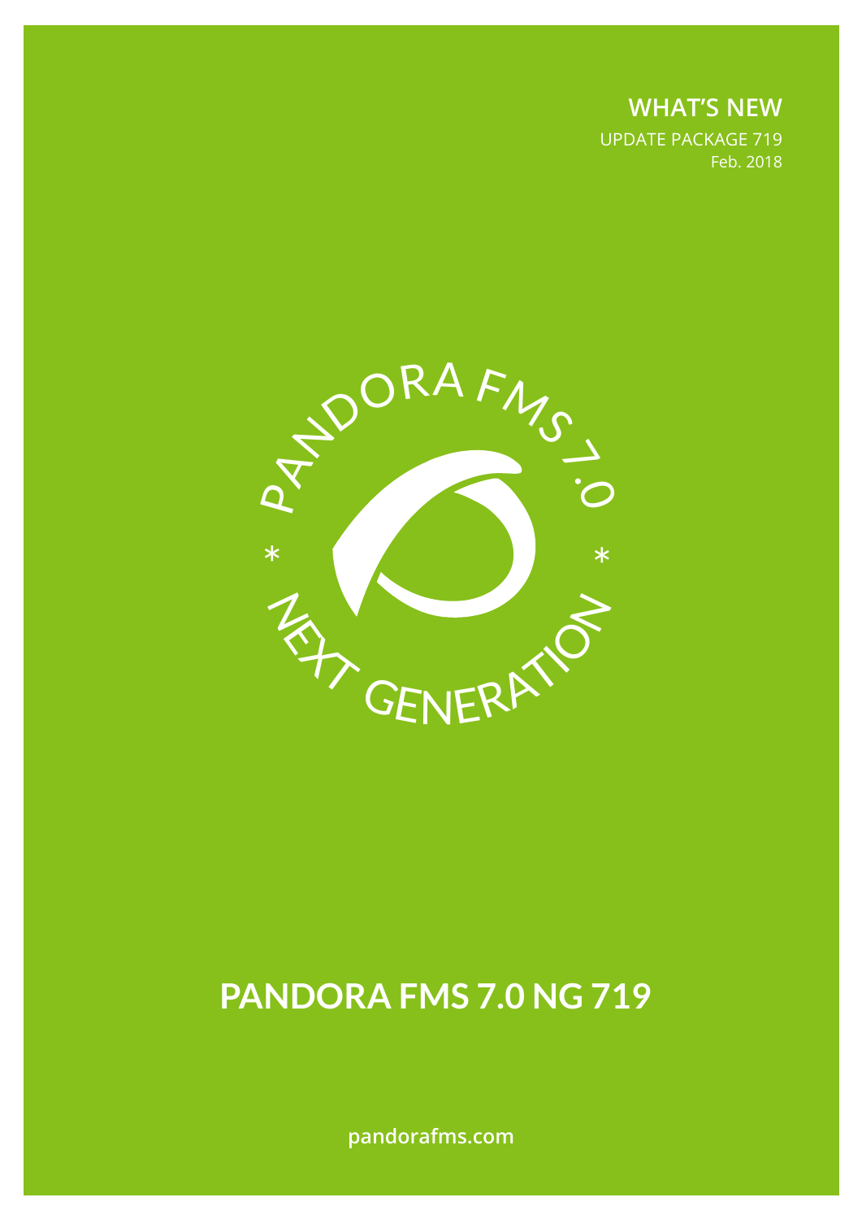**WHAT'S NEW**

UPDATE PACKAGE 719

Feb. 2018

PANDORA FMS 7.0 * NEXT GENERATION *

# PANDORA FMS 7.0 NG 719

pandorafms.com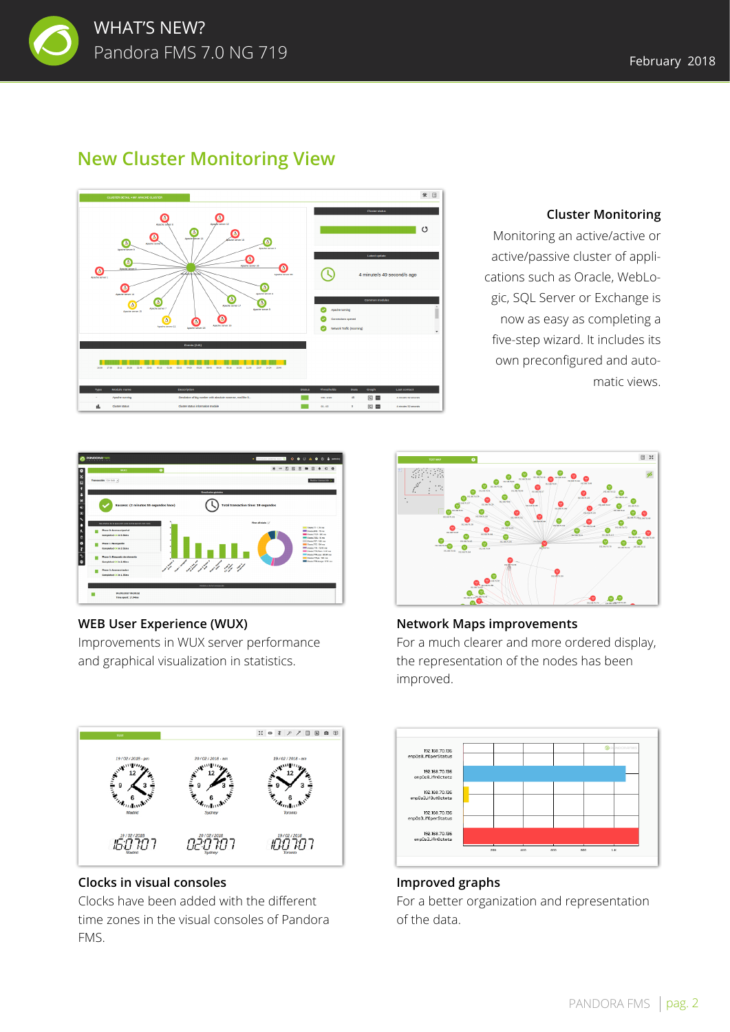## New Cluster Monitoring View

### Cluster Monitoring

Monitoring an active/active or active/passive cluster of applications such as Oracle, WebLogic, SQL Server or Exchange is now as easy as completing a five-step wizard. It includes its own preconfigured and automatic views.

### WEB User Experience (WUX)

Improvements in WUX server performance and graphical visualization in statistics.

### Network Maps improvements

For a much clearer and more ordered display, the representation of the nodes has been improved.

### Clocks in visual consoles

Clocks have been added with the different time zones in the visual consoles of Pandora FMS.

### Improved graphs

For a better organization and representation of the data.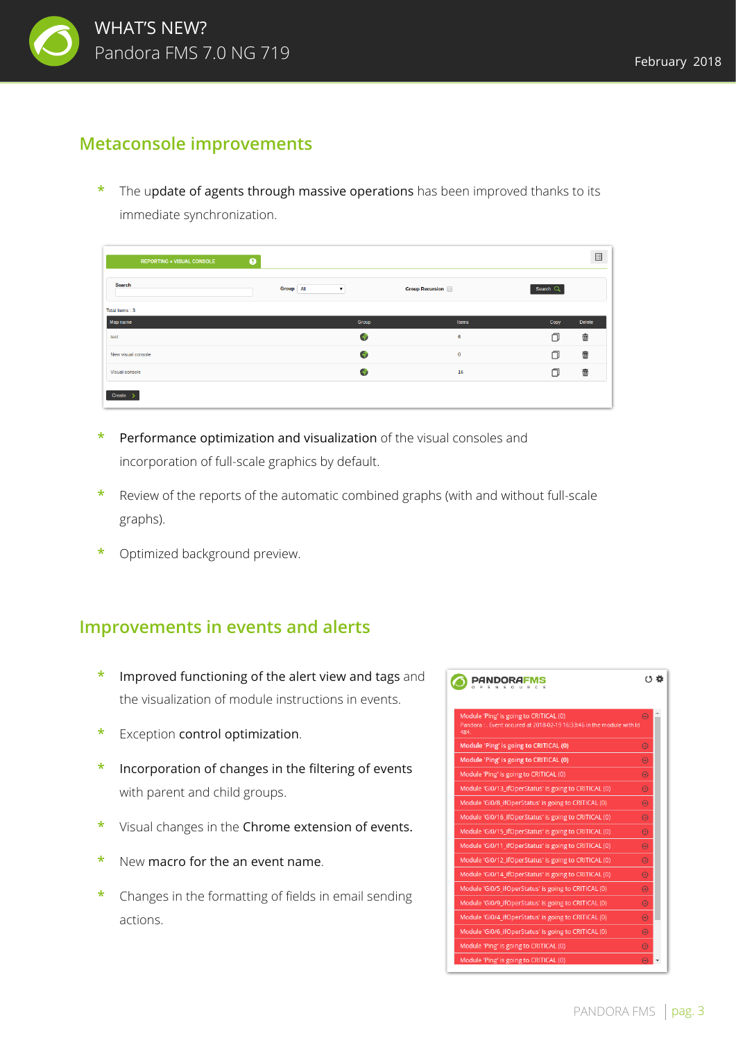## Metaconsole improvements

* The update of agents through massive operations has been improved thanks to its immediate synchronization.

* Performance optimization and visualization of the visual consoles and incorporation of full-scale graphics by default.

* Review of the reports of the automatic combined graphs (with and without full-scale graphs).

* Optimized background preview.

## Improvements in events and alerts

* Improved functioning of the alert view and tags and the visualization of module instructions in events.

* Exception control optimization.

* Incorporation of changes in the filtering of events with parent and child groups.

* Visual changes in the Chrome extension of events.

* New macro for the an event name.

* Changes in the formatting of fields in email sending actions.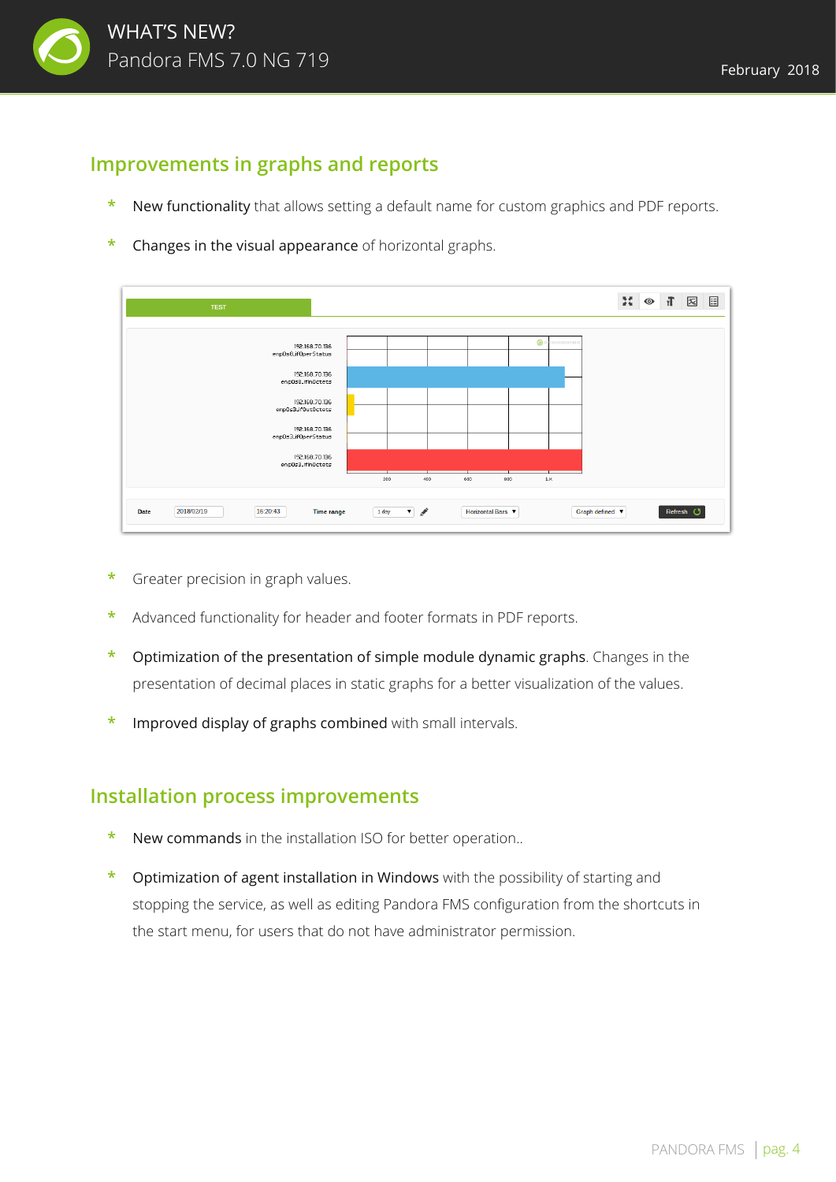## Improvements in graphs and reports

* **New functionality** that allows setting a default name for custom graphics and PDF reports.
* **Changes in the visual appearance** of horizontal graphs.

* Greater precision in graph values.
* Advanced functionality for header and footer formats in PDF reports.
* **Optimization of the presentation of simple module dynamic graphs**. Changes in the presentation of decimal places in static graphs for a better visualization of the values.
* **Improved display of graphs combined** with small intervals.

## Installation process improvements

* **New commands** in the installation ISO for better operation..
* **Optimization of agent installation in Windows** with the possibility of starting and stopping the service, as well as editing Pandora FMS configuration from the shortcuts in the start menu, for users that do not have administrator permission.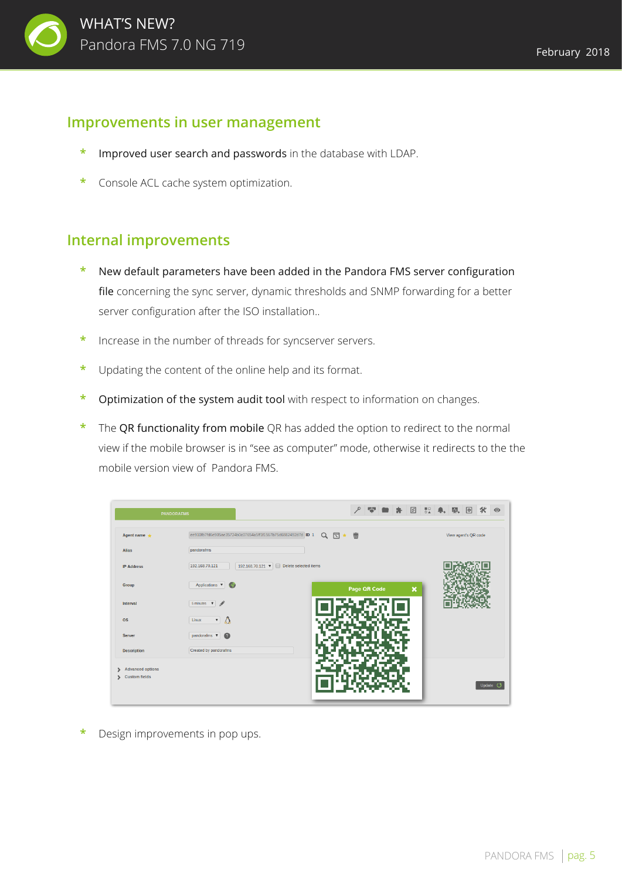## Improvements in user management

* **Improved user search and passwords** in the database with LDAP.
* Console ACL cache system optimization.

## Internal improvements

* **New default parameters have been added in the Pandora FMS server configuration file** concerning the sync server, dynamic thresholds and SNMP forwarding for a better server configuration after the ISO installation..
* Increase in the number of threads for syncserver servers.
* Updating the content of the online help and its format.
* **Optimization of the system audit tool** with respect to information on changes.
* The **QR functionality from mobile** QR has added the option to redirect to the normal view if the mobile browser is in "see as computer" mode, otherwise it redirects to the the mobile version view of Pandora FMS.
* Design improvements in pop ups.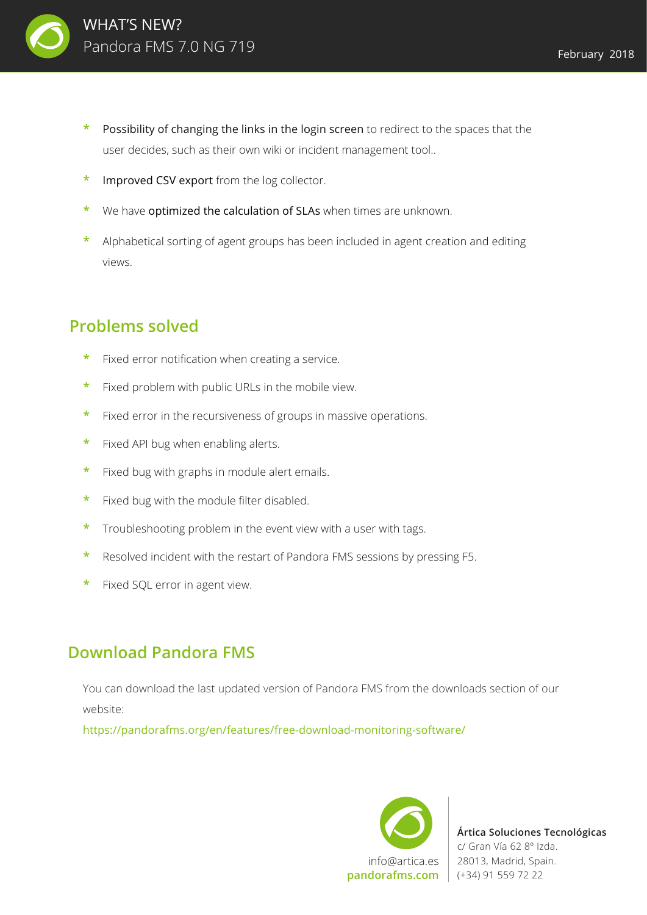- **Possibility of changing the links in the login screen** to redirect to the spaces that the user decides, such as their own wiki or incident management tool..
- **Improved CSV export** from the log collector.
- We have **optimized the calculation of SLAs** when times are unknown.
- Alphabetical sorting of agent groups has been included in agent creation and editing views.

## Problems solved

- Fixed error notification when creating a service.
- Fixed problem with public URLs in the mobile view.
- Fixed error in the recursiveness of groups in massive operations.
- Fixed API bug when enabling alerts.
- Fixed bug with graphs in module alert emails.
- Fixed bug with the module filter disabled.
- Troubleshooting problem in the event view with a user with tags.
- Resolved incident with the restart of Pandora FMS sessions by pressing F5.
- Fixed SQL error in agent view.

## Download Pandora FMS

You can download the last updated version of Pandora FMS from the downloads section of our website:

https://pandorafms.org/en/features/free-download-monitoring-software/

info@artica.es
**pandorafms.com**

**Ártica Soluciones Tecnológicas**
c/ Gran Vía 62 8º Izda.
28013, Madrid, Spain.
(+34) 91 559 72 22